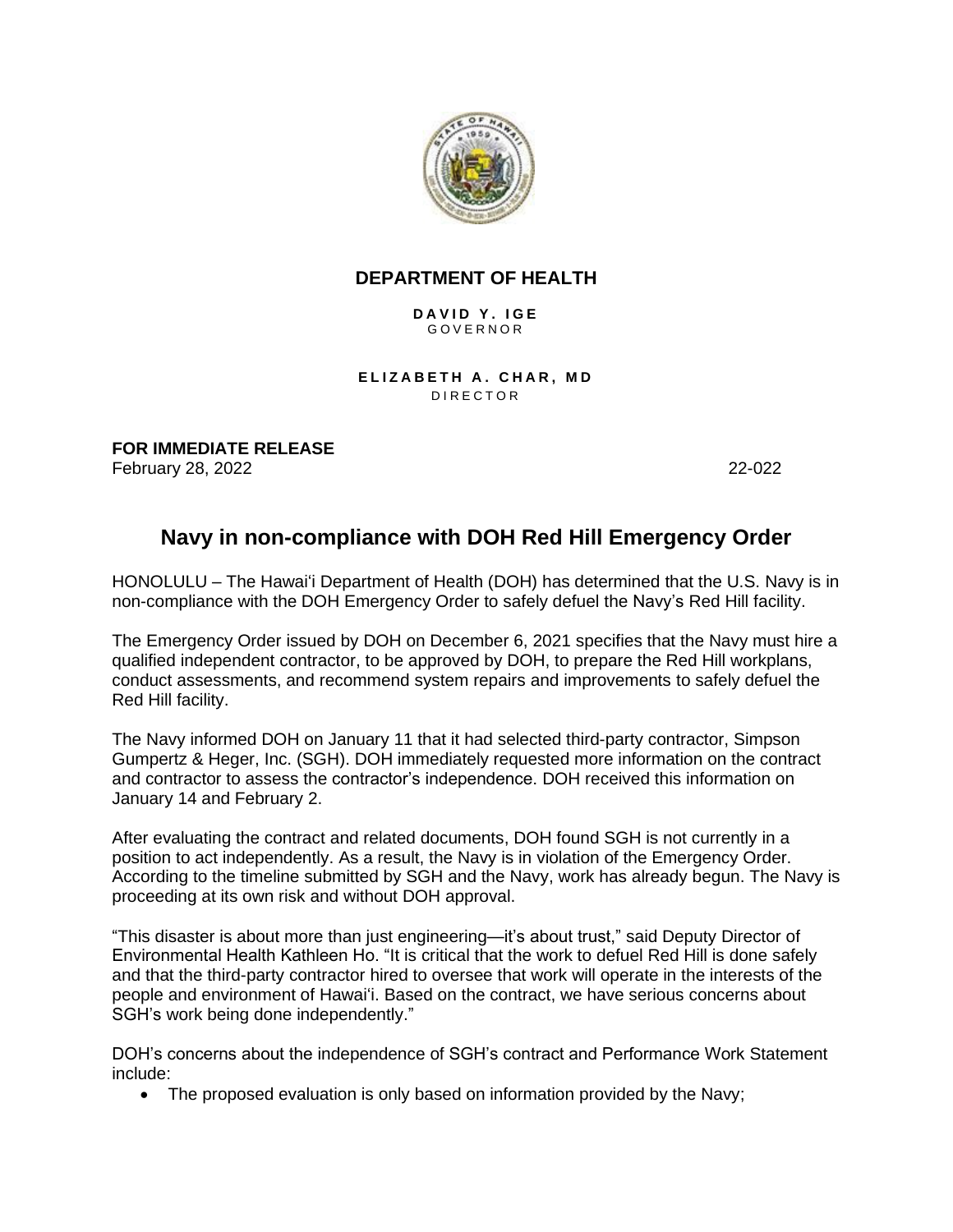**DEPARTMENT OF HEALTH**

**DAVID Y. IGE**
GOVERNOR

**ELIZABETH A. CHAR, MD**
DIRECTOR

**FOR IMMEDIATE RELEASE**
February 28, 2022 22-022

# Navy in non-compliance with DOH Red Hill Emergency Order

HONOLULU – The Hawaiʻi Department of Health (DOH) has determined that the U.S. Navy is in non-compliance with the DOH Emergency Order to safely defuel the Navy's Red Hill facility.

The Emergency Order issued by DOH on December 6, 2021 specifies that the Navy must hire a qualified independent contractor, to be approved by DOH, to prepare the Red Hill workplans, conduct assessments, and recommend system repairs and improvements to safely defuel the Red Hill facility.

The Navy informed DOH on January 11 that it had selected third-party contractor, Simpson Gumpertz & Heger, Inc. (SGH). DOH immediately requested more information on the contract and contractor to assess the contractor's independence. DOH received this information on January 14 and February 2.

After evaluating the contract and related documents, DOH found SGH is not currently in a position to act independently. As a result, the Navy is in violation of the Emergency Order. According to the timeline submitted by SGH and the Navy, work has already begun. The Navy is proceeding at its own risk and without DOH approval.

"This disaster is about more than just engineering—it's about trust," said Deputy Director of Environmental Health Kathleen Ho. "It is critical that the work to defuel Red Hill is done safely and that the third-party contractor hired to oversee that work will operate in the interests of the people and environment of Hawaiʻi. Based on the contract, we have serious concerns about SGH's work being done independently."

DOH's concerns about the independence of SGH's contract and Performance Work Statement include:

- The proposed evaluation is only based on information provided by the Navy;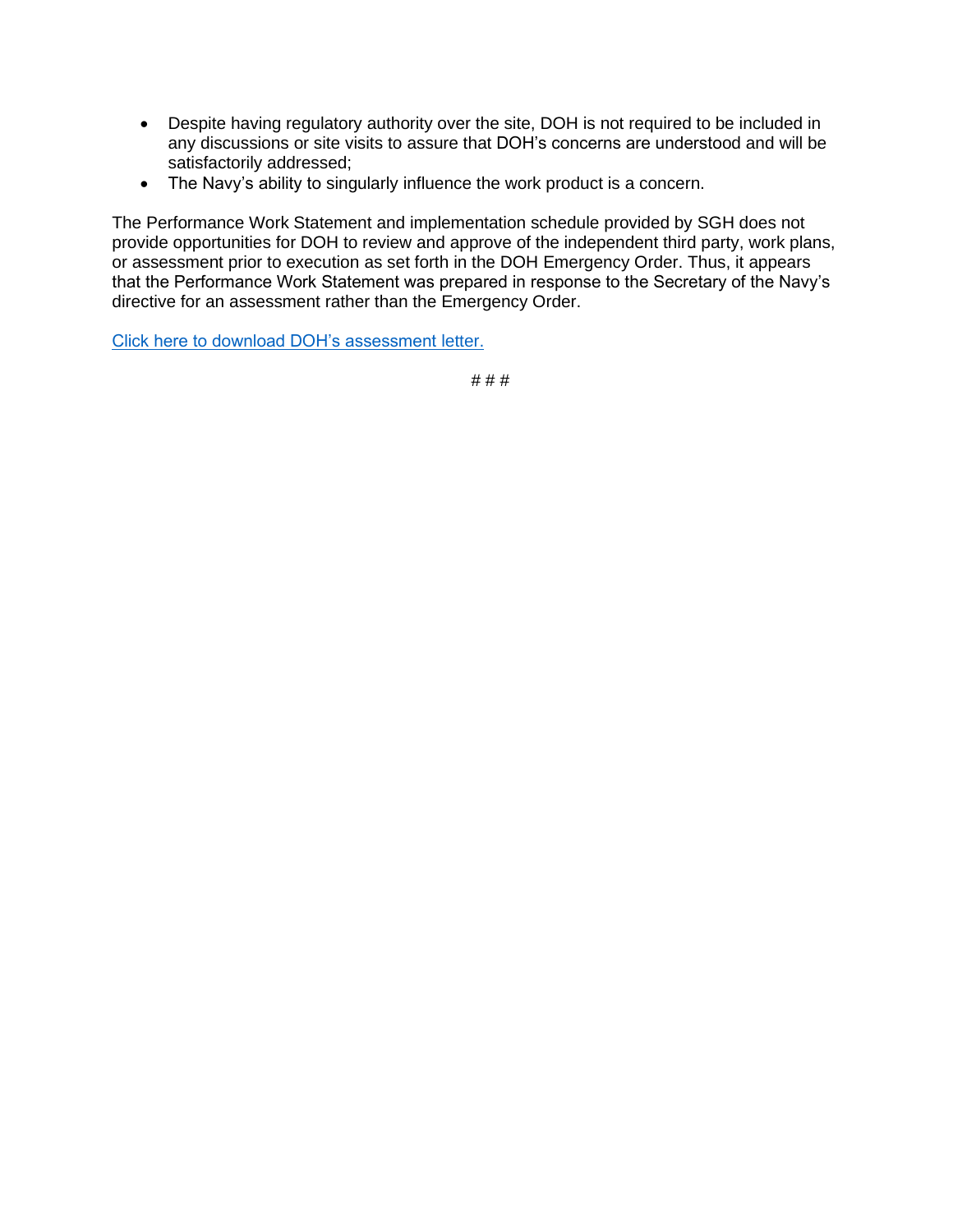- Despite having regulatory authority over the site, DOH is not required to be included in any discussions or site visits to assure that DOH's concerns are understood and will be satisfactorily addressed;
- The Navy's ability to singularly influence the work product is a concern.

The Performance Work Statement and implementation schedule provided by SGH does not provide opportunities for DOH to review and approve of the independent third party, work plans, or assessment prior to execution as set forth in the DOH Emergency Order. Thus, it appears that the Performance Work Statement was prepared in response to the Secretary of the Navy's directive for an assessment rather than the Emergency Order.

Click here to download DOH's assessment letter.

# # #